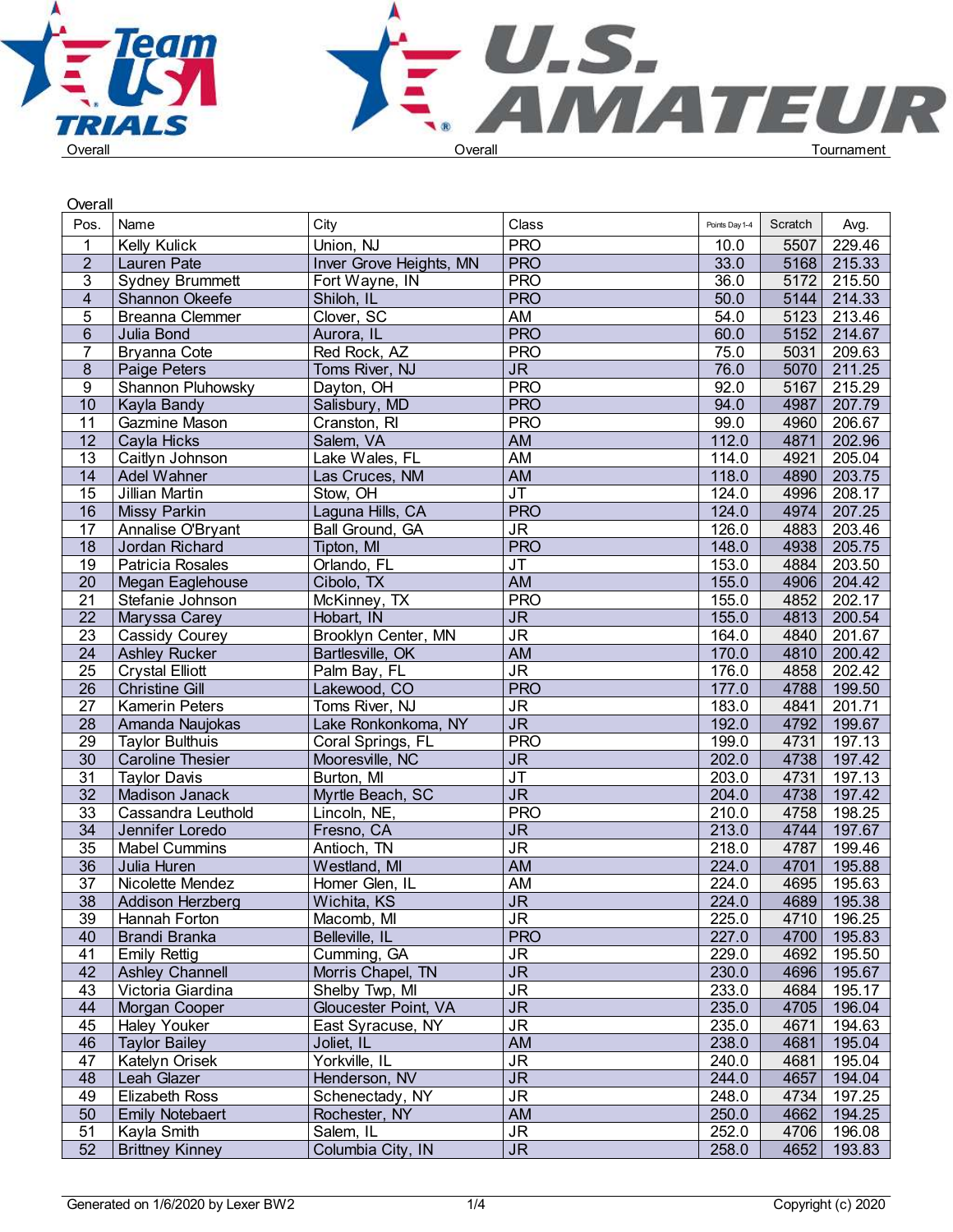Overall | Overall | Tournament

## Overall

| Pos. | Name | City | Class | Points Day 1-4 | Scratch | Avg. |
|---|---|---|---|---|---|---|
| 1 | Kelly Kulick | Union, NJ | PRO | 10.0 | 5507 | 229.46 |
| 2 | Lauren Pate | Inver Grove Heights, MN | PRO | 33.0 | 5168 | 215.33 |
| 3 | Sydney Brummett | Fort Wayne, IN | PRO | 36.0 | 5172 | 215.50 |
| 4 | Shannon Okeefe | Shiloh, IL | PRO | 50.0 | 5144 | 214.33 |
| 5 | Breanna Clemmer | Clover, SC | AM | 54.0 | 5123 | 213.46 |
| 6 | Julia Bond | Aurora, IL | PRO | 60.0 | 5152 | 214.67 |
| 7 | Bryanna Cote | Red Rock, AZ | PRO | 75.0 | 5031 | 209.63 |
| 8 | Paige Peters | Toms River, NJ | JR | 76.0 | 5070 | 211.25 |
| 9 | Shannon Pluhowsky | Dayton, OH | PRO | 92.0 | 5167 | 215.29 |
| 10 | Kayla Bandy | Salisbury, MD | PRO | 94.0 | 4987 | 207.79 |
| 11 | Gazmine Mason | Cranston, RI | PRO | 99.0 | 4960 | 206.67 |
| 12 | Cayla Hicks | Salem, VA | AM | 112.0 | 4871 | 202.96 |
| 13 | Caitlyn Johnson | Lake Wales, FL | AM | 114.0 | 4921 | 205.04 |
| 14 | Adel Wahner | Las Cruces, NM | AM | 118.0 | 4890 | 203.75 |
| 15 | Jillian Martin | Stow, OH | JT | 124.0 | 4996 | 208.17 |
| 16 | Missy Parkin | Laguna Hills, CA | PRO | 124.0 | 4974 | 207.25 |
| 17 | Annalise O'Bryant | Ball Ground, GA | JR | 126.0 | 4883 | 203.46 |
| 18 | Jordan Richard | Tipton, MI | PRO | 148.0 | 4938 | 205.75 |
| 19 | Patricia Rosales | Orlando, FL | JT | 153.0 | 4884 | 203.50 |
| 20 | Megan Eaglehouse | Cibolo, TX | AM | 155.0 | 4906 | 204.42 |
| 21 | Stefanie Johnson | McKinney, TX | PRO | 155.0 | 4852 | 202.17 |
| 22 | Maryssa Carey | Hobart, IN | JR | 155.0 | 4813 | 200.54 |
| 23 | Cassidy Courey | Brooklyn Center, MN | JR | 164.0 | 4840 | 201.67 |
| 24 | Ashley Rucker | Bartlesville, OK | AM | 170.0 | 4810 | 200.42 |
| 25 | Crystal Elliott | Palm Bay, FL | JR | 176.0 | 4858 | 202.42 |
| 26 | Christine Gill | Lakewood, CO | PRO | 177.0 | 4788 | 199.50 |
| 27 | Kamerin Peters | Toms River, NJ | JR | 183.0 | 4841 | 201.71 |
| 28 | Amanda Naujokas | Lake Ronkonkoma, NY | JR | 192.0 | 4792 | 199.67 |
| 29 | Taylor Bulthuis | Coral Springs, FL | PRO | 199.0 | 4731 | 197.13 |
| 30 | Caroline Thesier | Mooresville, NC | JR | 202.0 | 4738 | 197.42 |
| 31 | Taylor Davis | Burton, MI | JT | 203.0 | 4731 | 197.13 |
| 32 | Madison Janack | Myrtle Beach, SC | JR | 204.0 | 4738 | 197.42 |
| 33 | Cassandra Leuthold | Lincoln, NE, | PRO | 210.0 | 4758 | 198.25 |
| 34 | Jennifer Loredo | Fresno, CA | JR | 213.0 | 4744 | 197.67 |
| 35 | Mabel Cummins | Antioch, TN | JR | 218.0 | 4787 | 199.46 |
| 36 | Julia Huren | Westland, MI | AM | 224.0 | 4701 | 195.88 |
| 37 | Nicolette Mendez | Homer Glen, IL | AM | 224.0 | 4695 | 195.63 |
| 38 | Addison Herzberg | Wichita, KS | JR | 224.0 | 4689 | 195.38 |
| 39 | Hannah Forton | Macomb, MI | JR | 225.0 | 4710 | 196.25 |
| 40 | Brandi Branka | Belleville, IL | PRO | 227.0 | 4700 | 195.83 |
| 41 | Emily Rettig | Cumming, GA | JR | 229.0 | 4692 | 195.50 |
| 42 | Ashley Channell | Morris Chapel, TN | JR | 230.0 | 4696 | 195.67 |
| 43 | Victoria Giardina | Shelby Twp, MI | JR | 233.0 | 4684 | 195.17 |
| 44 | Morgan Cooper | Gloucester Point, VA | JR | 235.0 | 4705 | 196.04 |
| 45 | Haley Youker | East Syracuse, NY | JR | 235.0 | 4671 | 194.63 |
| 46 | Taylor Bailey | Joliet, IL | AM | 238.0 | 4681 | 195.04 |
| 47 | Katelyn Orisek | Yorkville, IL | JR | 240.0 | 4681 | 195.04 |
| 48 | Leah Glazer | Henderson, NV | JR | 244.0 | 4657 | 194.04 |
| 49 | Elizabeth Ross | Schenectady, NY | JR | 248.0 | 4734 | 197.25 |
| 50 | Emily Notebaert | Rochester, NY | AM | 250.0 | 4662 | 194.25 |
| 51 | Kayla Smith | Salem, IL | JR | 252.0 | 4706 | 196.08 |
| 52 | Brittney Kinney | Columbia City, IN | JR | 258.0 | 4652 | 193.83 |

Generated on 1/6/2020 by Lexer BW2 | Copyright (c) 2020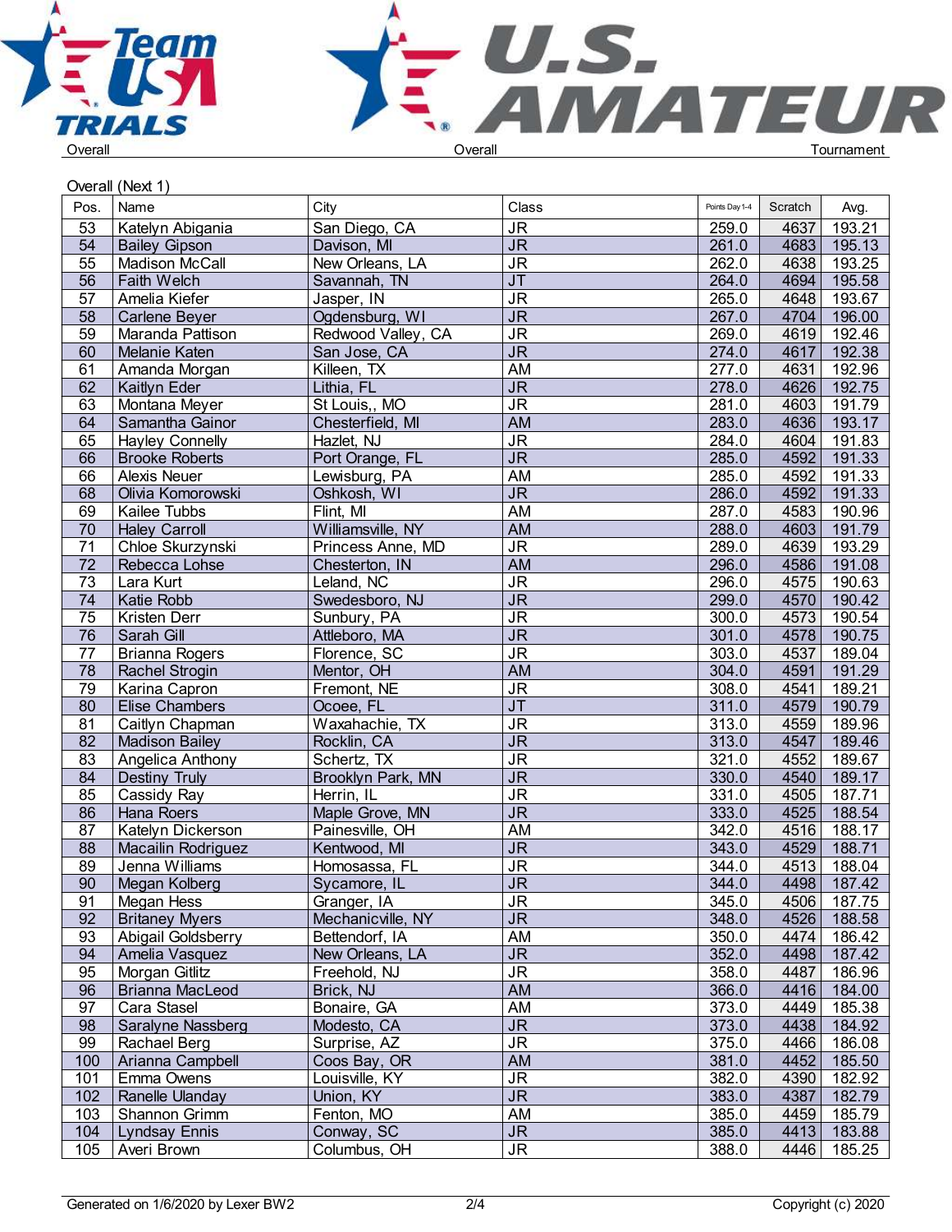Overall — Overall — Tournament

Overall (Next 1)

| Pos. | Name | City | Class | Points Day 1-4 | Scratch | Avg. |
|---|---|---|---|---|---|---|
| 53 | Katelyn Abigania | San Diego, CA | JR | 259.0 | 4637 | 193.21 |
| 54 | Bailey Gipson | Davison, MI | JR | 261.0 | 4683 | 195.13 |
| 55 | Madison McCall | New Orleans, LA | JR | 262.0 | 4638 | 193.25 |
| 56 | Faith Welch | Savannah, TN | JT | 264.0 | 4694 | 195.58 |
| 57 | Amelia Kiefer | Jasper, IN | JR | 265.0 | 4648 | 193.67 |
| 58 | Carlene Beyer | Ogdensburg, WI | JR | 267.0 | 4704 | 196.00 |
| 59 | Maranda Pattison | Redwood Valley, CA | JR | 269.0 | 4619 | 192.46 |
| 60 | Melanie Katen | San Jose, CA | JR | 274.0 | 4617 | 192.38 |
| 61 | Amanda Morgan | Killeen, TX | AM | 277.0 | 4631 | 192.96 |
| 62 | Kaitlyn Eder | Lithia, FL | JR | 278.0 | 4626 | 192.75 |
| 63 | Montana Meyer | St Louis,, MO | JR | 281.0 | 4603 | 191.79 |
| 64 | Samantha Gainor | Chesterfield, MI | AM | 283.0 | 4636 | 193.17 |
| 65 | Hayley Connelly | Hazlet, NJ | JR | 284.0 | 4604 | 191.83 |
| 66 | Brooke Roberts | Port Orange, FL | JR | 285.0 | 4592 | 191.33 |
| 66 | Alexis Neuer | Lewisburg, PA | AM | 285.0 | 4592 | 191.33 |
| 68 | Olivia Komorowski | Oshkosh, WI | JR | 286.0 | 4592 | 191.33 |
| 69 | Kailee Tubbs | Flint, MI | AM | 287.0 | 4583 | 190.96 |
| 70 | Haley Carroll | Williamsville, NY | AM | 288.0 | 4603 | 191.79 |
| 71 | Chloe Skurzynski | Princess Anne, MD | JR | 289.0 | 4639 | 193.29 |
| 72 | Rebecca Lohse | Chesterton, IN | AM | 296.0 | 4586 | 191.08 |
| 73 | Lara Kurt | Leland, NC | JR | 296.0 | 4575 | 190.63 |
| 74 | Katie Robb | Swedesboro, NJ | JR | 299.0 | 4570 | 190.42 |
| 75 | Kristen Derr | Sunbury, PA | JR | 300.0 | 4573 | 190.54 |
| 76 | Sarah Gill | Attleboro, MA | JR | 301.0 | 4578 | 190.75 |
| 77 | Brianna Rogers | Florence, SC | JR | 303.0 | 4537 | 189.04 |
| 78 | Rachel Strogin | Mentor, OH | AM | 304.0 | 4591 | 191.29 |
| 79 | Karina Capron | Fremont, NE | JR | 308.0 | 4541 | 189.21 |
| 80 | Elise Chambers | Ocoee, FL | JT | 311.0 | 4579 | 190.79 |
| 81 | Caitlyn Chapman | Waxahachie, TX | JR | 313.0 | 4559 | 189.96 |
| 82 | Madison Bailey | Rocklin, CA | JR | 313.0 | 4547 | 189.46 |
| 83 | Angelica Anthony | Schertz, TX | JR | 321.0 | 4552 | 189.67 |
| 84 | Destiny Truly | Brooklyn Park, MN | JR | 330.0 | 4540 | 189.17 |
| 85 | Cassidy Ray | Herrin, IL | JR | 331.0 | 4505 | 187.71 |
| 86 | Hana Roers | Maple Grove, MN | JR | 333.0 | 4525 | 188.54 |
| 87 | Katelyn Dickerson | Painesville, OH | AM | 342.0 | 4516 | 188.17 |
| 88 | Macailin Rodriguez | Kentwood, MI | JR | 343.0 | 4529 | 188.71 |
| 89 | Jenna Williams | Homosassa, FL | JR | 344.0 | 4513 | 188.04 |
| 90 | Megan Kolberg | Sycamore, IL | JR | 344.0 | 4498 | 187.42 |
| 91 | Megan Hess | Granger, IA | JR | 345.0 | 4506 | 187.75 |
| 92 | Britaney Myers | Mechanicville, NY | JR | 348.0 | 4526 | 188.58 |
| 93 | Abigail Goldsberry | Bettendorf, IA | AM | 350.0 | 4474 | 186.42 |
| 94 | Amelia Vasquez | New Orleans, LA | JR | 352.0 | 4498 | 187.42 |
| 95 | Morgan Gitlitz | Freehold, NJ | JR | 358.0 | 4487 | 186.96 |
| 96 | Brianna MacLeod | Brick, NJ | AM | 366.0 | 4416 | 184.00 |
| 97 | Cara Stasel | Bonaire, GA | AM | 373.0 | 4449 | 185.38 |
| 98 | Saralyne Nassberg | Modesto, CA | JR | 373.0 | 4438 | 184.92 |
| 99 | Rachael Berg | Surprise, AZ | JR | 375.0 | 4466 | 186.08 |
| 100 | Arianna Campbell | Coos Bay, OR | AM | 381.0 | 4452 | 185.50 |
| 101 | Emma Owens | Louisville, KY | JR | 382.0 | 4390 | 182.92 |
| 102 | Ranelle Ulanday | Union, KY | JR | 383.0 | 4387 | 182.79 |
| 103 | Shannon Grimm | Fenton, MO | AM | 385.0 | 4459 | 185.79 |
| 104 | Lyndsay Ennis | Conway, SC | JR | 385.0 | 4413 | 183.88 |
| 105 | Averi Brown | Columbus, OH | JR | 388.0 | 4446 | 185.25 |

Generated on 1/6/2020 by Lexer BW2 — Copyright (c) 2020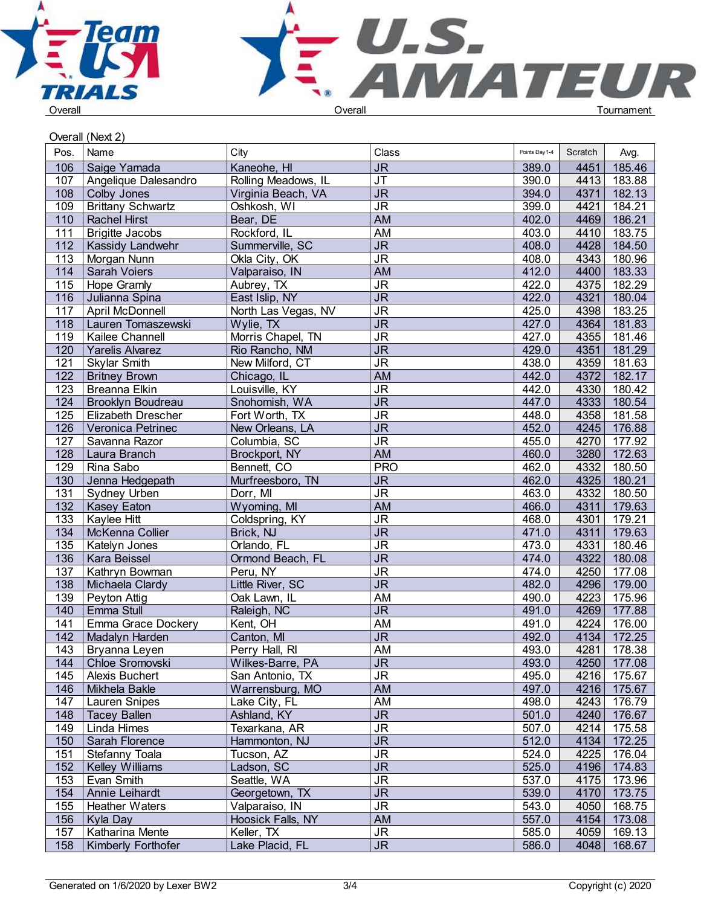Overall — Overall — Tournament

## Overall (Next 2)

| Pos. | Name | City | Class | Points Day 1-4 | Scratch | Avg. |
|---|---|---|---|---|---|---|
| 106 | Saige Yamada | Kaneohe, HI | JR | 389.0 | 4451 | 185.46 |
| 107 | Angelique Dalesandro | Rolling Meadows, IL | JT | 390.0 | 4413 | 183.88 |
| 108 | Colby Jones | Virginia Beach, VA | JR | 394.0 | 4371 | 182.13 |
| 109 | Brittany Schwartz | Oshkosh, WI | JR | 399.0 | 4421 | 184.21 |
| 110 | Rachel Hirst | Bear, DE | AM | 402.0 | 4469 | 186.21 |
| 111 | Brigitte Jacobs | Rockford, IL | AM | 403.0 | 4410 | 183.75 |
| 112 | Kassidy Landwehr | Summerville, SC | JR | 408.0 | 4428 | 184.50 |
| 113 | Morgan Nunn | Okla City, OK | JR | 408.0 | 4343 | 180.96 |
| 114 | Sarah Voiers | Valparaiso, IN | AM | 412.0 | 4400 | 183.33 |
| 115 | Hope Gramly | Aubrey, TX | JR | 422.0 | 4375 | 182.29 |
| 116 | Julianna Spina | East Islip, NY | JR | 422.0 | 4321 | 180.04 |
| 117 | April McDonnell | North Las Vegas, NV | JR | 425.0 | 4398 | 183.25 |
| 118 | Lauren Tomaszewski | Wylie, TX | JR | 427.0 | 4364 | 181.83 |
| 119 | Kailee Channell | Morris Chapel, TN | JR | 427.0 | 4355 | 181.46 |
| 120 | Yarelis Alvarez | Rio Rancho, NM | JR | 429.0 | 4351 | 181.29 |
| 121 | Skylar Smith | New Milford, CT | JR | 438.0 | 4359 | 181.63 |
| 122 | Britney Brown | Chicago, IL | AM | 442.0 | 4372 | 182.17 |
| 123 | Breanna Elkin | Louisville, KY | JR | 442.0 | 4330 | 180.42 |
| 124 | Brooklyn Boudreau | Snohomish, WA | JR | 447.0 | 4333 | 180.54 |
| 125 | Elizabeth Drescher | Fort Worth, TX | JR | 448.0 | 4358 | 181.58 |
| 126 | Veronica Petrinec | New Orleans, LA | JR | 452.0 | 4245 | 176.88 |
| 127 | Savanna Razor | Columbia, SC | JR | 455.0 | 4270 | 177.92 |
| 128 | Laura Branch | Brockport, NY | AM | 460.0 | 3280 | 172.63 |
| 129 | Rina Sabo | Bennett, CO | PRO | 462.0 | 4332 | 180.50 |
| 130 | Jenna Hedgepath | Murfreesboro, TN | JR | 462.0 | 4325 | 180.21 |
| 131 | Sydney Urben | Dorr, MI | JR | 463.0 | 4332 | 180.50 |
| 132 | Kasey Eaton | Wyoming, MI | AM | 466.0 | 4311 | 179.63 |
| 133 | Kaylee Hitt | Coldspring, KY | JR | 468.0 | 4301 | 179.21 |
| 134 | McKenna Collier | Brick, NJ | JR | 471.0 | 4311 | 179.63 |
| 135 | Katelyn Jones | Orlando, FL | JR | 473.0 | 4331 | 180.46 |
| 136 | Kara Beissel | Ormond Beach, FL | JR | 474.0 | 4322 | 180.08 |
| 137 | Kathryn Bowman | Peru, NY | JR | 474.0 | 4250 | 177.08 |
| 138 | Michaela Clardy | Little River, SC | JR | 482.0 | 4296 | 179.00 |
| 139 | Peyton Attig | Oak Lawn, IL | AM | 490.0 | 4223 | 175.96 |
| 140 | Emma Stull | Raleigh, NC | JR | 491.0 | 4269 | 177.88 |
| 141 | Emma Grace Dockery | Kent, OH | AM | 491.0 | 4224 | 176.00 |
| 142 | Madalyn Harden | Canton, MI | JR | 492.0 | 4134 | 172.25 |
| 143 | Bryanna Leyen | Perry Hall, RI | AM | 493.0 | 4281 | 178.38 |
| 144 | Chloe Sromovski | Wilkes-Barre, PA | JR | 493.0 | 4250 | 177.08 |
| 145 | Alexis Buchert | San Antonio, TX | JR | 495.0 | 4216 | 175.67 |
| 146 | Mikhela Bakle | Warrensburg, MO | AM | 497.0 | 4216 | 175.67 |
| 147 | Lauren Snipes | Lake City, FL | AM | 498.0 | 4243 | 176.79 |
| 148 | Tacey Ballen | Ashland, KY | JR | 501.0 | 4240 | 176.67 |
| 149 | Linda Himes | Texarkana, AR | JR | 507.0 | 4214 | 175.58 |
| 150 | Sarah Florence | Hammonton, NJ | JR | 512.0 | 4134 | 172.25 |
| 151 | Stefanny Toala | Tucson, AZ | JR | 524.0 | 4225 | 176.04 |
| 152 | Kelley Williams | Ladson, SC | JR | 525.0 | 4196 | 174.83 |
| 153 | Evan Smith | Seattle, WA | JR | 537.0 | 4175 | 173.96 |
| 154 | Annie Leihardt | Georgetown, TX | JR | 539.0 | 4170 | 173.75 |
| 155 | Heather Waters | Valparaiso, IN | JR | 543.0 | 4050 | 168.75 |
| 156 | Kyla Day | Hoosick Falls, NY | AM | 557.0 | 4154 | 173.08 |
| 157 | Katharina Mente | Keller, TX | JR | 585.0 | 4059 | 169.13 |
| 158 | Kimberly Forthofer | Lake Placid, FL | JR | 586.0 | 4048 | 168.67 |

Generated on 1/6/2020 by Lexer BW2 — Copyright (c) 2020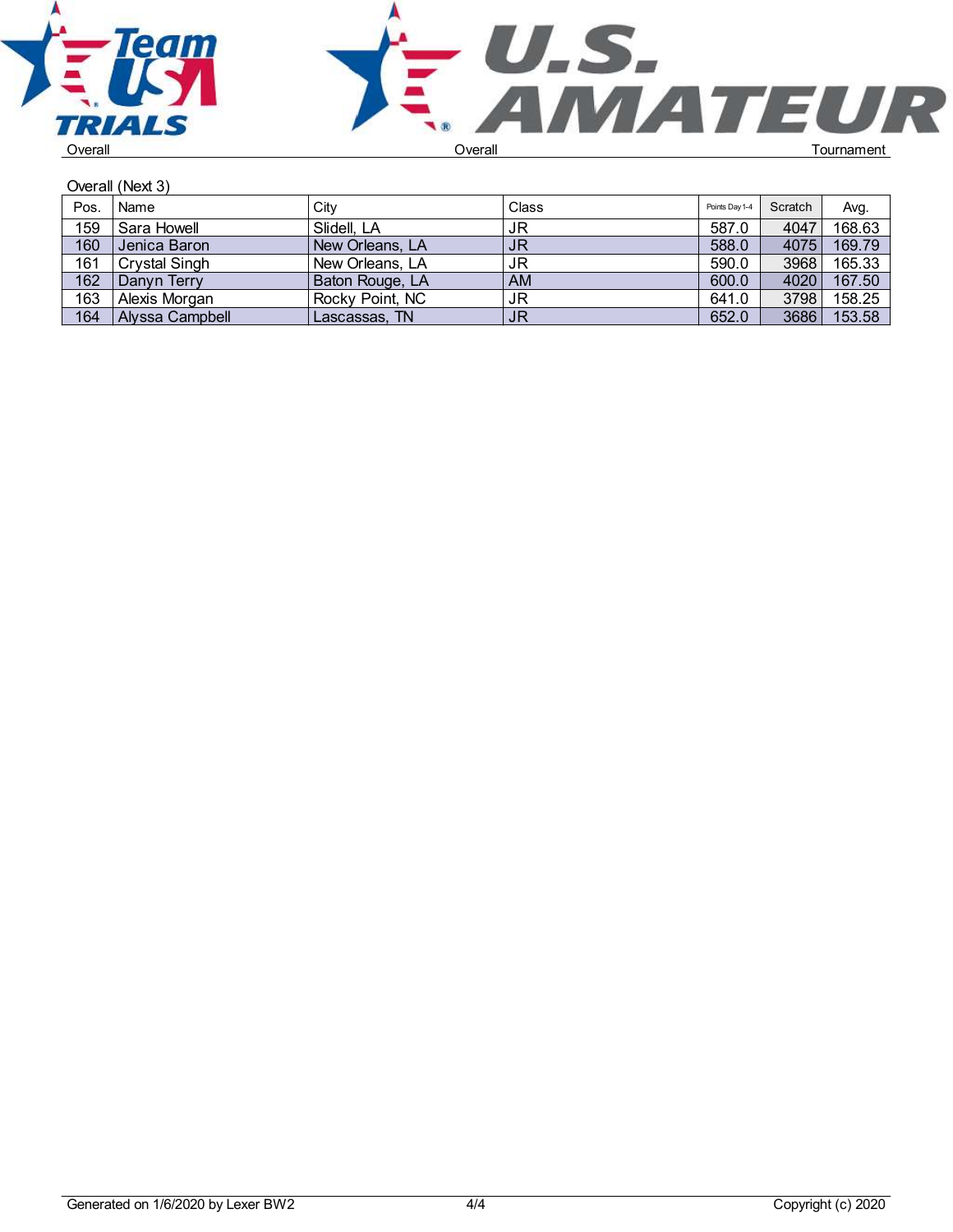Overall (Next 3)

| Pos. | Name | City | Class | Points Day 1-4 | Scratch | Avg. |
|---|---|---|---|---|---|---|
| 159 | Sara Howell | Slidell, LA | JR | 587.0 | 4047 | 168.63 |
| 160 | Jenica Baron | New Orleans, LA | JR | 588.0 | 4075 | 169.79 |
| 161 | Crystal Singh | New Orleans, LA | JR | 590.0 | 3968 | 165.33 |
| 162 | Danyn Terry | Baton Rouge, LA | AM | 600.0 | 4020 | 167.50 |
| 163 | Alexis Morgan | Rocky Point, NC | JR | 641.0 | 3798 | 158.25 |
| 164 | Alyssa Campbell | Lascassas, TN | JR | 652.0 | 3686 | 153.58 |